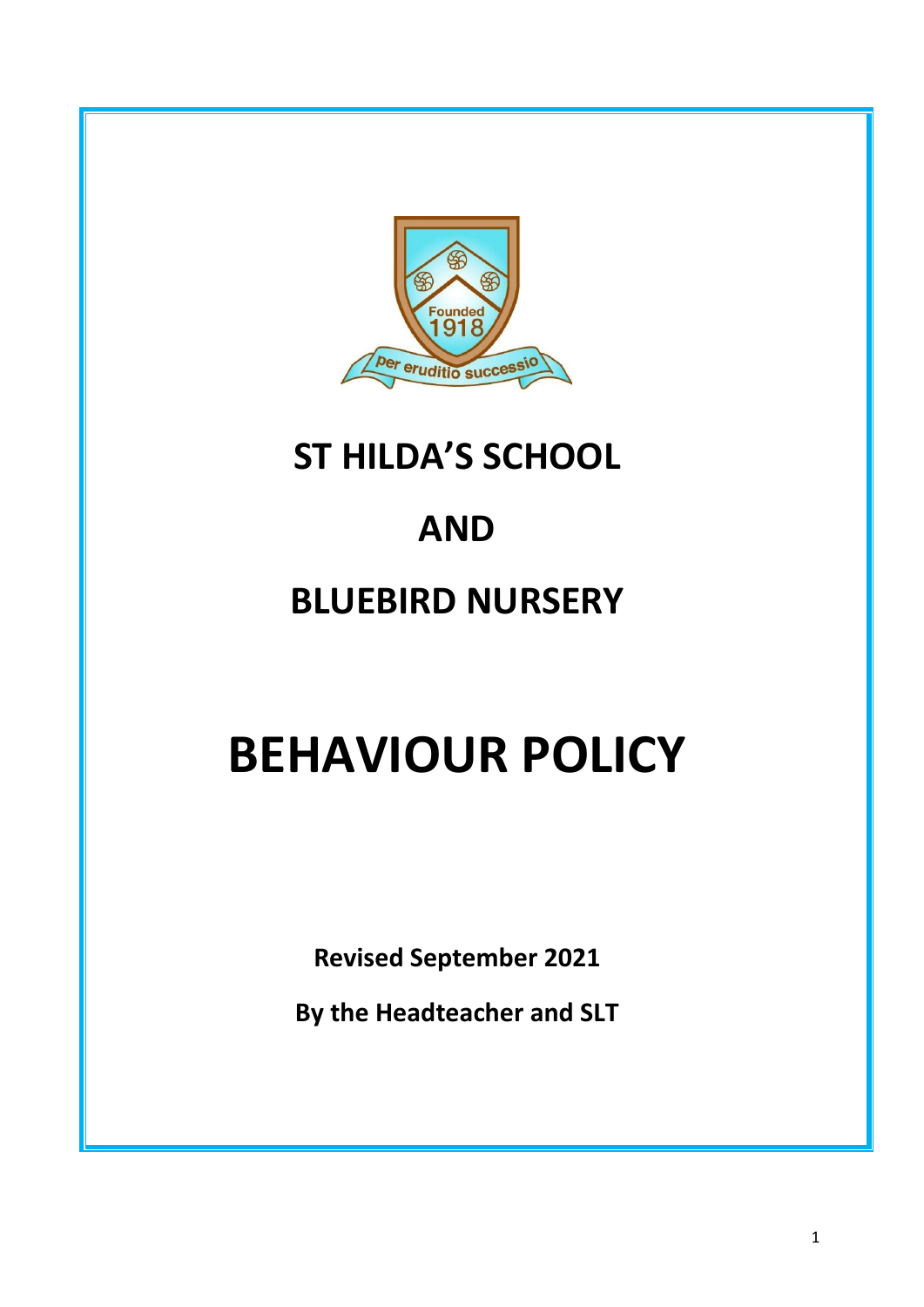# ST HILDA'S SCHOOL

# AND

# BLUEBIRD NURSERY

# BEHAVIOUR POLICY

**Revised September 2021**

**By the Headteacher and SLT**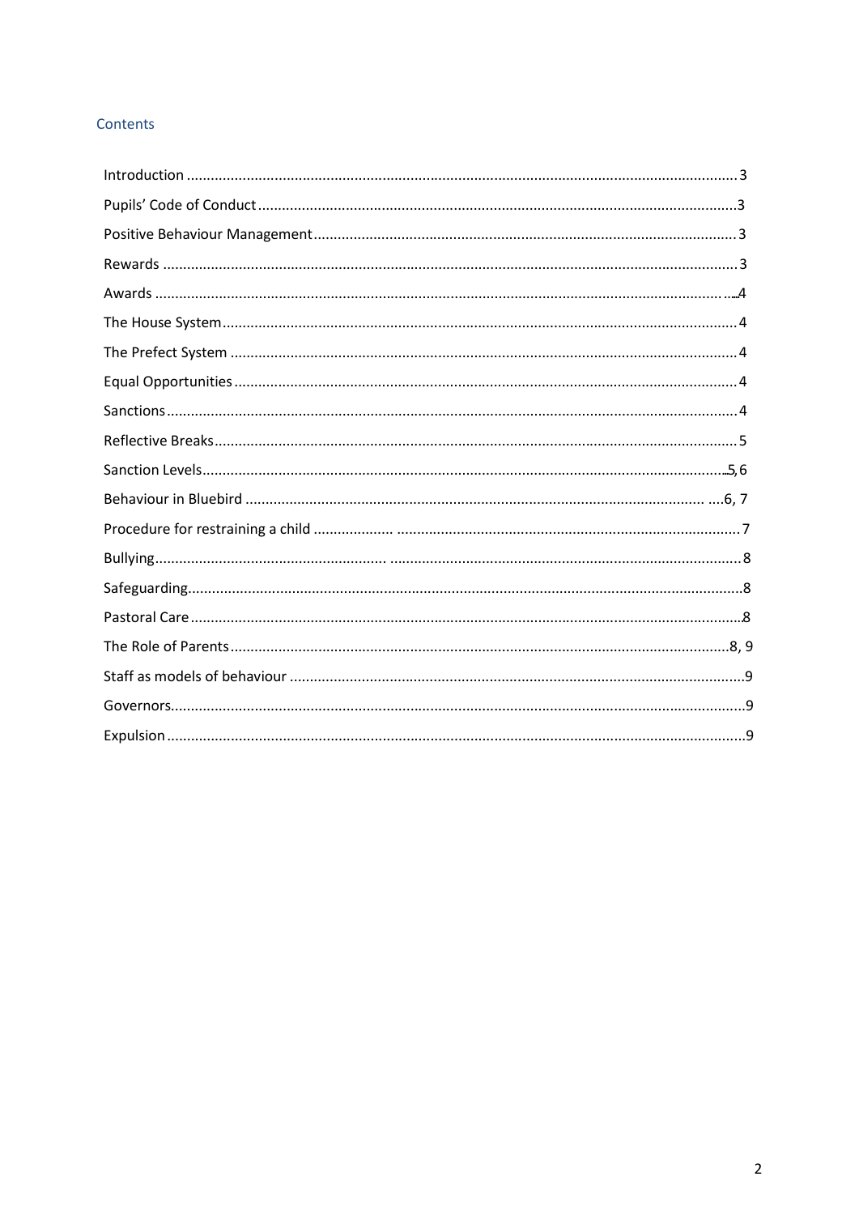## Contents

| | |
|---|---|
| Introduction | 3 |
| Pupils' Code of Conduct | 3 |
| Positive Behaviour Management | 3 |
| Rewards | 3 |
| Awards | 4 |
| The House System | 4 |
| The Prefect System | 4 |
| Equal Opportunities | 4 |
| Sanctions | 4 |
| Reflective Breaks | 5 |
| Sanction Levels | 5, 6 |
| Behaviour in Bluebird | 6, 7 |
| Procedure for restraining a child | 7 |
| Bullying | 8 |
| Safeguarding | 8 |
| Pastoral Care | 8 |
| The Role of Parents | 8, 9 |
| Staff as models of behaviour | 9 |
| Governors | 9 |
| Expulsion | 9 |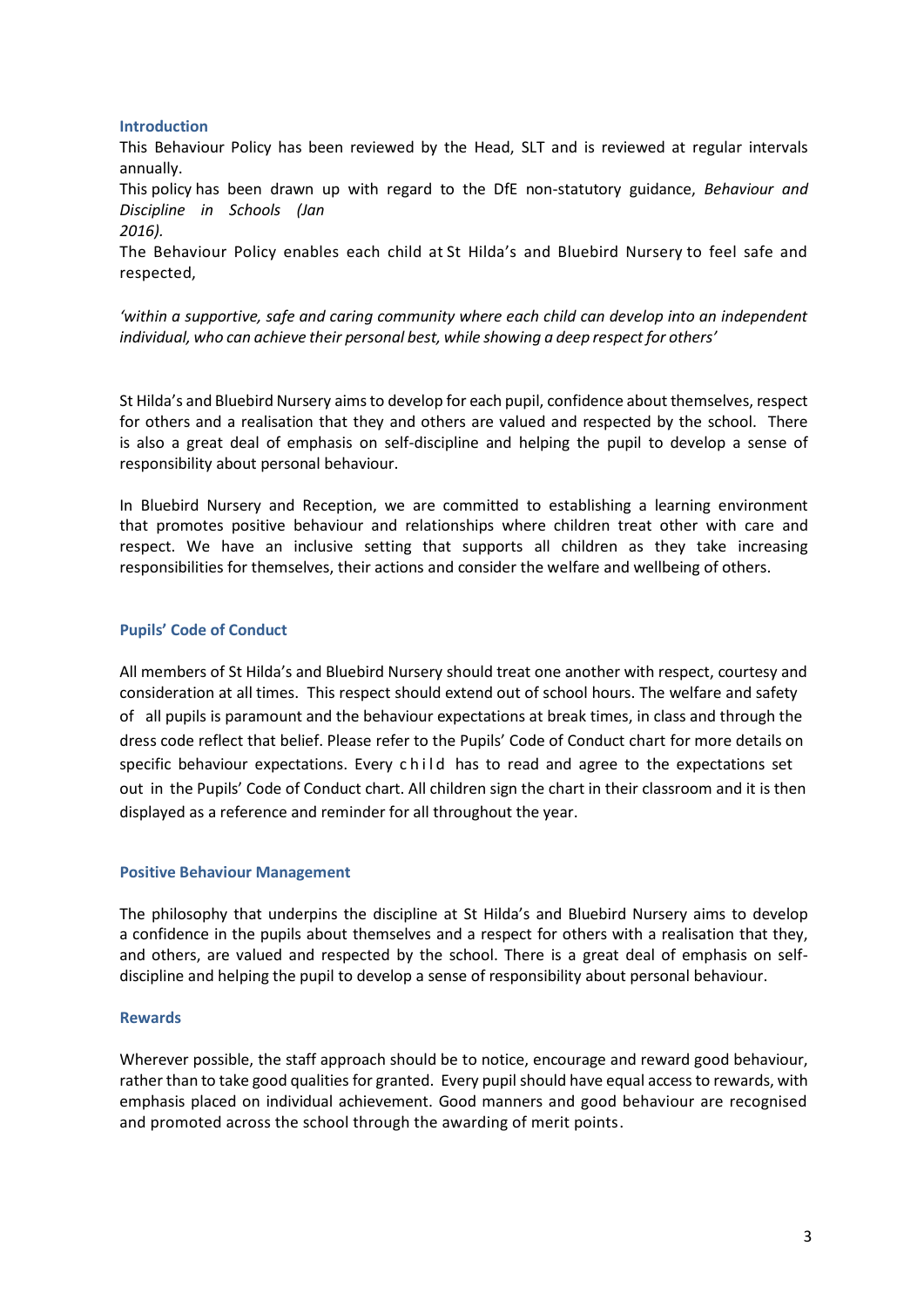## Introduction

This Behaviour Policy has been reviewed by the Head, SLT and is reviewed at regular intervals annually.

This policy has been drawn up with regard to the DfE non-statutory guidance, *Behaviour and Discipline in Schools (Jan 2016).*

The Behaviour Policy enables each child at St Hilda's and Bluebird Nursery to feel safe and respected,

*'within a supportive, safe and caring community where each child can develop into an independent individual, who can achieve their personal best, while showing a deep respect for others'*

St Hilda's and Bluebird Nursery aims to develop for each pupil, confidence about themselves, respect for others and a realisation that they and others are valued and respected by the school. There is also a great deal of emphasis on self-discipline and helping the pupil to develop a sense of responsibility about personal behaviour.

In Bluebird Nursery and Reception, we are committed to establishing a learning environment that promotes positive behaviour and relationships where children treat other with care and respect. We have an inclusive setting that supports all children as they take increasing responsibilities for themselves, their actions and consider the welfare and wellbeing of others.

## Pupils' Code of Conduct

All members of St Hilda's and Bluebird Nursery should treat one another with respect, courtesy and consideration at all times. This respect should extend out of school hours. The welfare and safety of all pupils is paramount and the behaviour expectations at break times, in class and through the dress code reflect that belief. Please refer to the Pupils' Code of Conduct chart for more details on specific behaviour expectations. Every child has to read and agree to the expectations set out in the Pupils' Code of Conduct chart. All children sign the chart in their classroom and it is then displayed as a reference and reminder for all throughout the year.

## Positive Behaviour Management

The philosophy that underpins the discipline at St Hilda's and Bluebird Nursery aims to develop a confidence in the pupils about themselves and a respect for others with a realisation that they, and others, are valued and respected by the school. There is a great deal of emphasis on self-discipline and helping the pupil to develop a sense of responsibility about personal behaviour.

## Rewards

Wherever possible, the staff approach should be to notice, encourage and reward good behaviour, rather than to take good qualities for granted. Every pupil should have equal access to rewards, with emphasis placed on individual achievement. Good manners and good behaviour are recognised and promoted across the school through the awarding of merit points.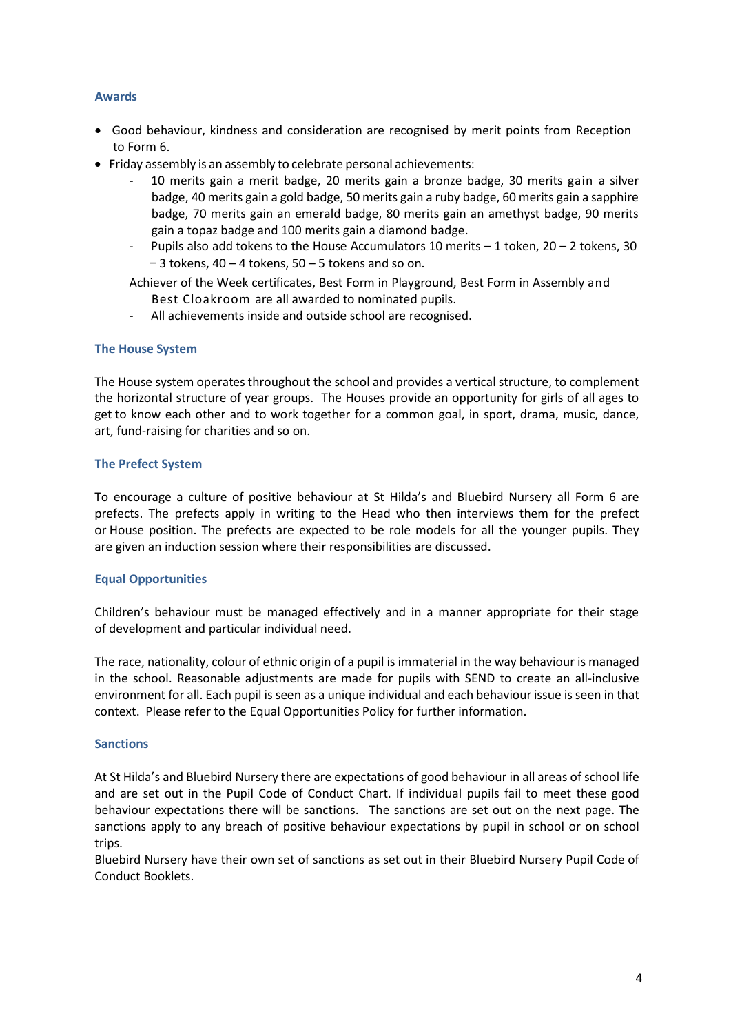### Awards

- Good behaviour, kindness and consideration are recognised by merit points from Reception to Form 6.
- Friday assembly is an assembly to celebrate personal achievements:
  - 10 merits gain a merit badge, 20 merits gain a bronze badge, 30 merits gain a silver badge, 40 merits gain a gold badge, 50 merits gain a ruby badge, 60 merits gain a sapphire badge, 70 merits gain an emerald badge, 80 merits gain an amethyst badge, 90 merits gain a topaz badge and 100 merits gain a diamond badge.
  - Pupils also add tokens to the House Accumulators 10 merits – 1 token, 20 – 2 tokens, 30 – 3 tokens, 40 – 4 tokens, 50 – 5 tokens and so on.

  Achiever of the Week certificates, Best Form in Playground, Best Form in Assembly and Best Cloakroom are all awarded to nominated pupils.
  - All achievements inside and outside school are recognised.

### The House System

The House system operates throughout the school and provides a vertical structure, to complement the horizontal structure of year groups. The Houses provide an opportunity for girls of all ages to get to know each other and to work together for a common goal, in sport, drama, music, dance, art, fund-raising for charities and so on.

### The Prefect System

To encourage a culture of positive behaviour at St Hilda's and Bluebird Nursery all Form 6 are prefects. The prefects apply in writing to the Head who then interviews them for the prefect or House position. The prefects are expected to be role models for all the younger pupils. They are given an induction session where their responsibilities are discussed.

### Equal Opportunities

Children's behaviour must be managed effectively and in a manner appropriate for their stage of development and particular individual need.

The race, nationality, colour of ethnic origin of a pupil is immaterial in the way behaviour is managed in the school. Reasonable adjustments are made for pupils with SEND to create an all-inclusive environment for all. Each pupil is seen as a unique individual and each behaviour issue is seen in that context. Please refer to the Equal Opportunities Policy for further information.

### Sanctions

At St Hilda's and Bluebird Nursery there are expectations of good behaviour in all areas of school life and are set out in the Pupil Code of Conduct Chart. If individual pupils fail to meet these good behaviour expectations there will be sanctions. The sanctions are set out on the next page. The sanctions apply to any breach of positive behaviour expectations by pupil in school or on school trips.
Bluebird Nursery have their own set of sanctions as set out in their Bluebird Nursery Pupil Code of Conduct Booklets.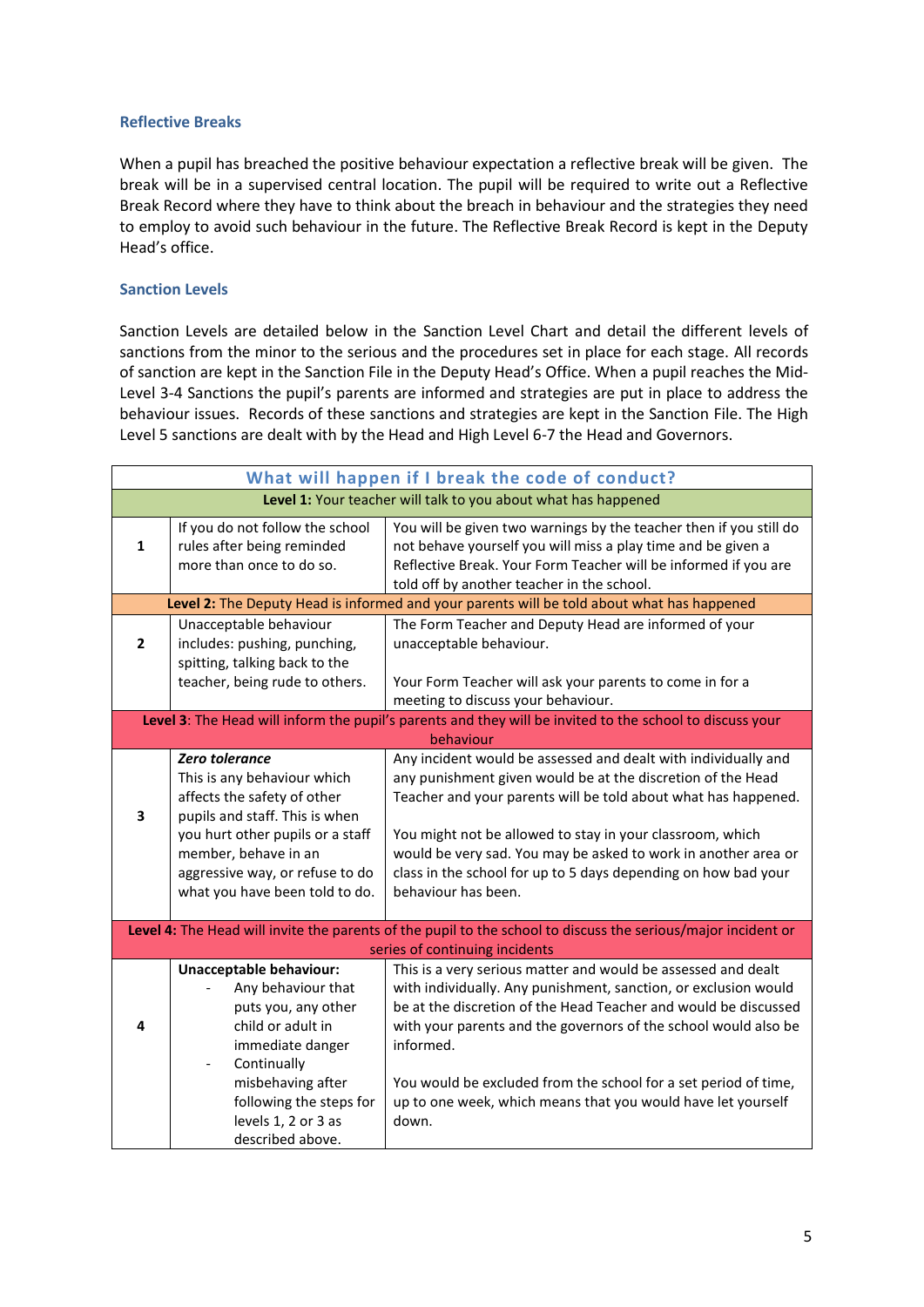### Reflective Breaks

When a pupil has breached the positive behaviour expectation a reflective break will be given. The break will be in a supervised central location. The pupil will be required to write out a Reflective Break Record where they have to think about the breach in behaviour and the strategies they need to employ to avoid such behaviour in the future. The Reflective Break Record is kept in the Deputy Head's office.

### Sanction Levels

Sanction Levels are detailed below in the Sanction Level Chart and detail the different levels of sanctions from the minor to the serious and the procedures set in place for each stage. All records of sanction are kept in the Sanction File in the Deputy Head's Office. When a pupil reaches the Mid-Level 3-4 Sanctions the pupil's parents are informed and strategies are put in place to address the behaviour issues. Records of these sanctions and strategies are kept in the Sanction File. The High Level 5 sanctions are dealt with by the Head and High Level 6-7 the Head and Governors.

| What will happen if I break the code of conduct? | | |
|---|---|---|
| **Level 1:** Your teacher will talk to you about what has happened | | |
| 1 | If you do not follow the school rules after being reminded more than once to do so. | You will be given two warnings by the teacher then if you still do not behave yourself you will miss a play time and be given a Reflective Break. Your Form Teacher will be informed if you are told off by another teacher in the school. |
| **Level 2:** The Deputy Head is informed and your parents will be told about what has happened | | |
| 2 | Unacceptable behaviour includes: pushing, punching, spitting, talking back to the teacher, being rude to others. | The Form Teacher and Deputy Head are informed of your unacceptable behaviour.<br><br>Your Form Teacher will ask your parents to come in for a meeting to discuss your behaviour. |
| **Level 3**: The Head will inform the pupil's parents and they will be invited to the school to discuss your behaviour | | |
| 3 | ***Zero tolerance***<br>This is any behaviour which affects the safety of other pupils and staff. This is when you hurt other pupils or a staff member, behave in an aggressive way, or refuse to do what you have been told to do. | Any incident would be assessed and dealt with individually and any punishment given would be at the discretion of the Head Teacher and your parents will be told about what has happened.<br><br>You might not be allowed to stay in your classroom, which would be very sad. You may be asked to work in another area or class in the school for up to 5 days depending on how bad your behaviour has been. |
| **Level 4:** The Head will invite the parents of the pupil to the school to discuss the serious/major incident or series of continuing incidents | | |
| 4 | **Unacceptable behaviour:**<br>- Any behaviour that puts you, any other child or adult in immediate danger<br>- Continually misbehaving after following the steps for levels 1, 2 or 3 as described above. | This is a very serious matter and would be assessed and dealt with individually. Any punishment, sanction, or exclusion would be at the discretion of the Head Teacher and would be discussed with your parents and the governors of the school would also be informed.<br><br>You would be excluded from the school for a set period of time, up to one week, which means that you would have let yourself down. |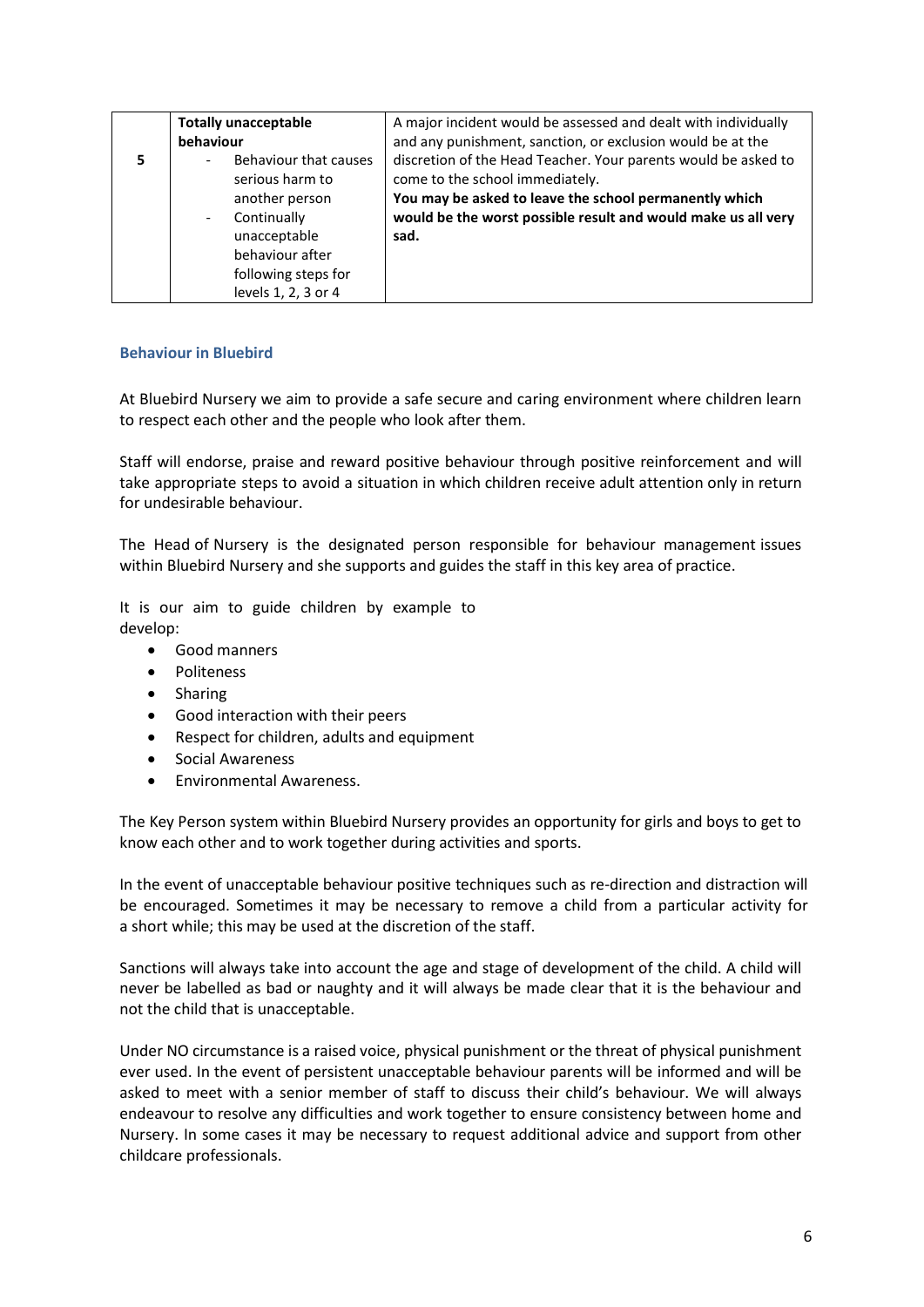| 5 | **Totally unacceptable behaviour**<br>- Behaviour that causes serious harm to another person<br>- Continually unacceptable behaviour after following steps for levels 1, 2, 3 or 4 | A major incident would be assessed and dealt with individually and any punishment, sanction, or exclusion would be at the discretion of the Head Teacher. Your parents would be asked to come to the school immediately.<br>**You may be asked to leave the school permanently which would be the worst possible result and would make us all very sad.** |
|---|---|---|

## Behaviour in Bluebird

At Bluebird Nursery we aim to provide a safe secure and caring environment where children learn to respect each other and the people who look after them.

Staff will endorse, praise and reward positive behaviour through positive reinforcement and will take appropriate steps to avoid a situation in which children receive adult attention only in return for undesirable behaviour.

The Head of Nursery is the designated person responsible for behaviour management issues within Bluebird Nursery and she supports and guides the staff in this key area of practice.

It is our aim to guide children by example to develop:

- Good manners
- Politeness
- Sharing
- Good interaction with their peers
- Respect for children, adults and equipment
- Social Awareness
- Environmental Awareness.

The Key Person system within Bluebird Nursery provides an opportunity for girls and boys to get to know each other and to work together during activities and sports.

In the event of unacceptable behaviour positive techniques such as re-direction and distraction will be encouraged. Sometimes it may be necessary to remove a child from a particular activity for a short while; this may be used at the discretion of the staff.

Sanctions will always take into account the age and stage of development of the child. A child will never be labelled as bad or naughty and it will always be made clear that it is the behaviour and not the child that is unacceptable.

Under NO circumstance is a raised voice, physical punishment or the threat of physical punishment ever used. In the event of persistent unacceptable behaviour parents will be informed and will be asked to meet with a senior member of staff to discuss their child's behaviour. We will always endeavour to resolve any difficulties and work together to ensure consistency between home and Nursery. In some cases it may be necessary to request additional advice and support from other childcare professionals.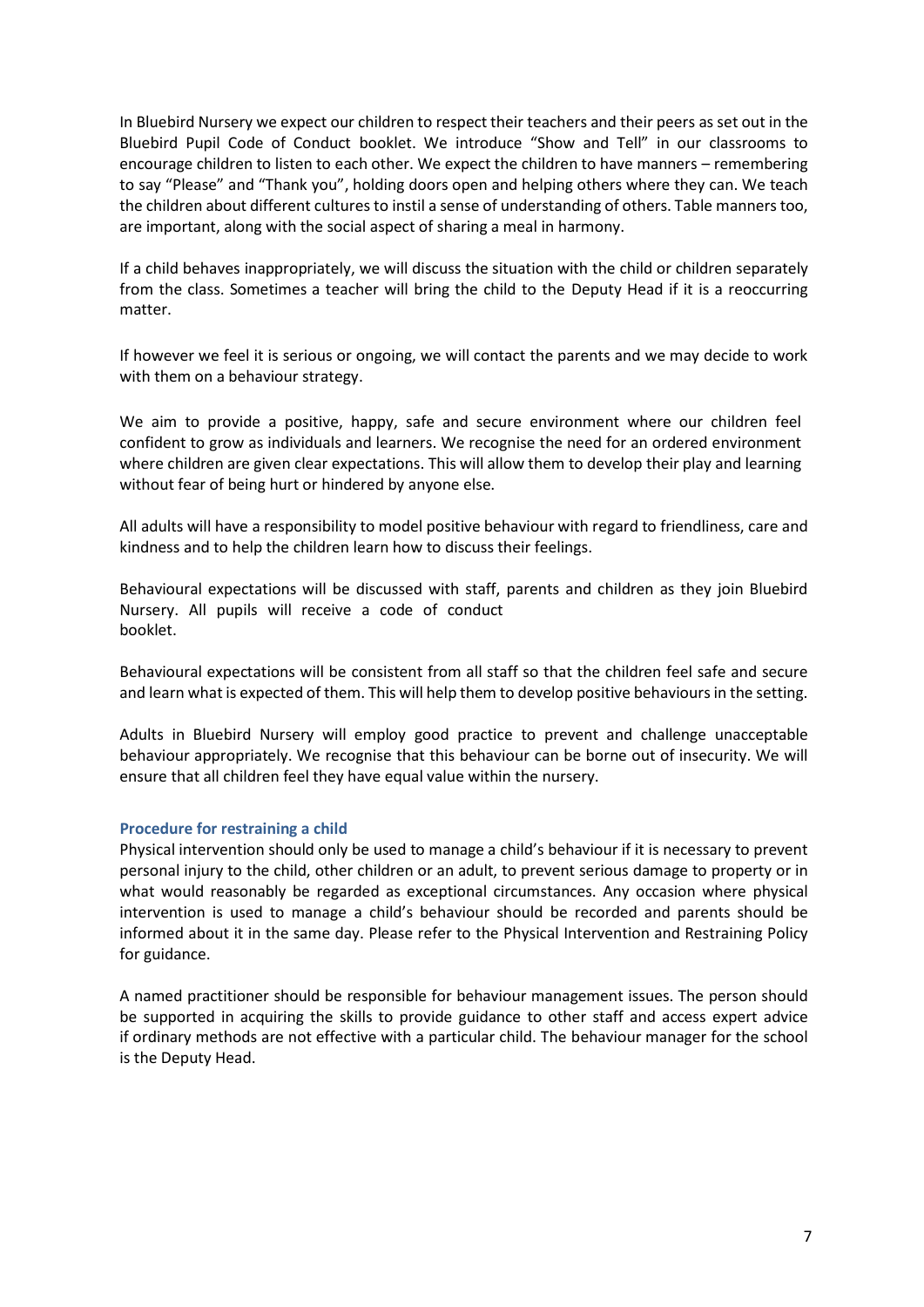In Bluebird Nursery we expect our children to respect their teachers and their peers as set out in the Bluebird Pupil Code of Conduct booklet. We introduce "Show and Tell" in our classrooms to encourage children to listen to each other. We expect the children to have manners – remembering to say "Please" and "Thank you", holding doors open and helping others where they can. We teach the children about different cultures to instil a sense of understanding of others. Table manners too, are important, along with the social aspect of sharing a meal in harmony.

If a child behaves inappropriately, we will discuss the situation with the child or children separately from the class. Sometimes a teacher will bring the child to the Deputy Head if it is a reoccurring matter.

If however we feel it is serious or ongoing, we will contact the parents and we may decide to work with them on a behaviour strategy.

We aim to provide a positive, happy, safe and secure environment where our children feel confident to grow as individuals and learners. We recognise the need for an ordered environment where children are given clear expectations. This will allow them to develop their play and learning without fear of being hurt or hindered by anyone else.

All adults will have a responsibility to model positive behaviour with regard to friendliness, care and kindness and to help the children learn how to discuss their feelings.

Behavioural expectations will be discussed with staff, parents and children as they join Bluebird Nursery. All pupils will receive a code of conduct booklet.

Behavioural expectations will be consistent from all staff so that the children feel safe and secure and learn what is expected of them. This will help them to develop positive behaviours in the setting.

Adults in Bluebird Nursery will employ good practice to prevent and challenge unacceptable behaviour appropriately. We recognise that this behaviour can be borne out of insecurity. We will ensure that all children feel they have equal value within the nursery.

### Procedure for restraining a child

Physical intervention should only be used to manage a child's behaviour if it is necessary to prevent personal injury to the child, other children or an adult, to prevent serious damage to property or in what would reasonably be regarded as exceptional circumstances. Any occasion where physical intervention is used to manage a child's behaviour should be recorded and parents should be informed about it in the same day. Please refer to the Physical Intervention and Restraining Policy for guidance.

A named practitioner should be responsible for behaviour management issues. The person should be supported in acquiring the skills to provide guidance to other staff and access expert advice if ordinary methods are not effective with a particular child. The behaviour manager for the school is the Deputy Head.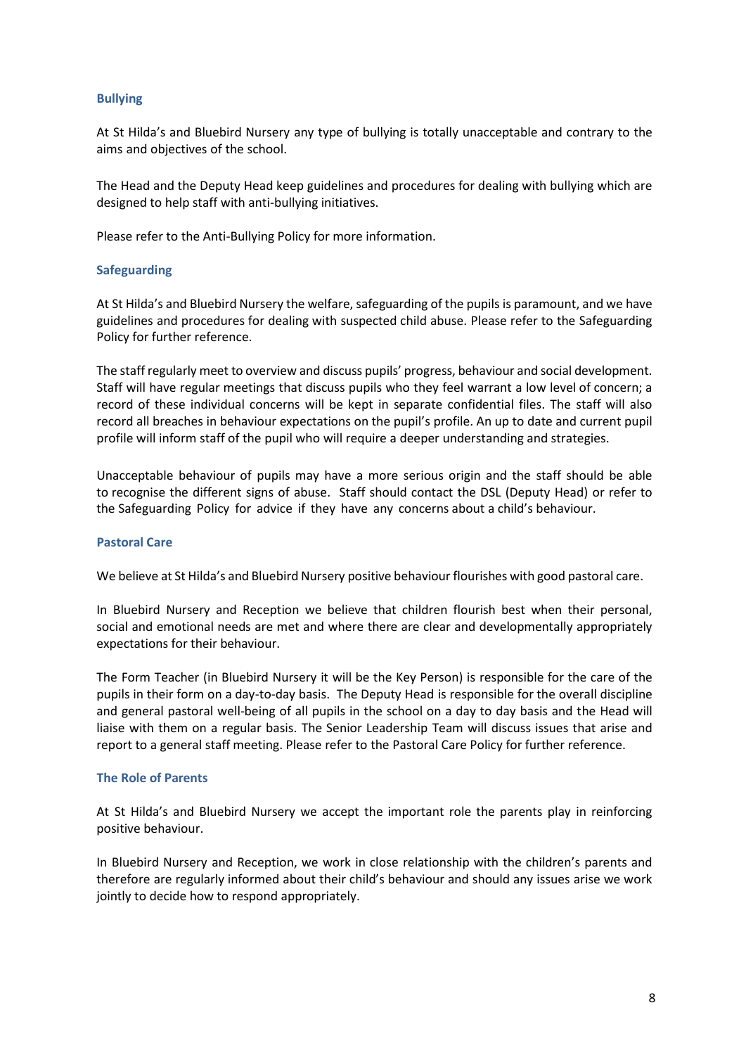### Bullying

At St Hilda's and Bluebird Nursery any type of bullying is totally unacceptable and contrary to the aims and objectives of the school.

The Head and the Deputy Head keep guidelines and procedures for dealing with bullying which are designed to help staff with anti-bullying initiatives.

Please refer to the Anti-Bullying Policy for more information.

### Safeguarding

At St Hilda's and Bluebird Nursery the welfare, safeguarding of the pupils is paramount, and we have guidelines and procedures for dealing with suspected child abuse. Please refer to the Safeguarding Policy for further reference.

The staff regularly meet to overview and discuss pupils' progress, behaviour and social development. Staff will have regular meetings that discuss pupils who they feel warrant a low level of concern; a record of these individual concerns will be kept in separate confidential files. The staff will also record all breaches in behaviour expectations on the pupil's profile. An up to date and current pupil profile will inform staff of the pupil who will require a deeper understanding and strategies.

Unacceptable behaviour of pupils may have a more serious origin and the staff should be able to recognise the different signs of abuse. Staff should contact the DSL (Deputy Head) or refer to the Safeguarding Policy for advice if they have any concerns about a child's behaviour.

### Pastoral Care

We believe at St Hilda's and Bluebird Nursery positive behaviour flourishes with good pastoral care.

In Bluebird Nursery and Reception we believe that children flourish best when their personal, social and emotional needs are met and where there are clear and developmentally appropriately expectations for their behaviour.

The Form Teacher (in Bluebird Nursery it will be the Key Person) is responsible for the care of the pupils in their form on a day-to-day basis. The Deputy Head is responsible for the overall discipline and general pastoral well-being of all pupils in the school on a day to day basis and the Head will liaise with them on a regular basis. The Senior Leadership Team will discuss issues that arise and report to a general staff meeting. Please refer to the Pastoral Care Policy for further reference.

### The Role of Parents

At St Hilda's and Bluebird Nursery we accept the important role the parents play in reinforcing positive behaviour.

In Bluebird Nursery and Reception, we work in close relationship with the children's parents and therefore are regularly informed about their child's behaviour and should any issues arise we work jointly to decide how to respond appropriately.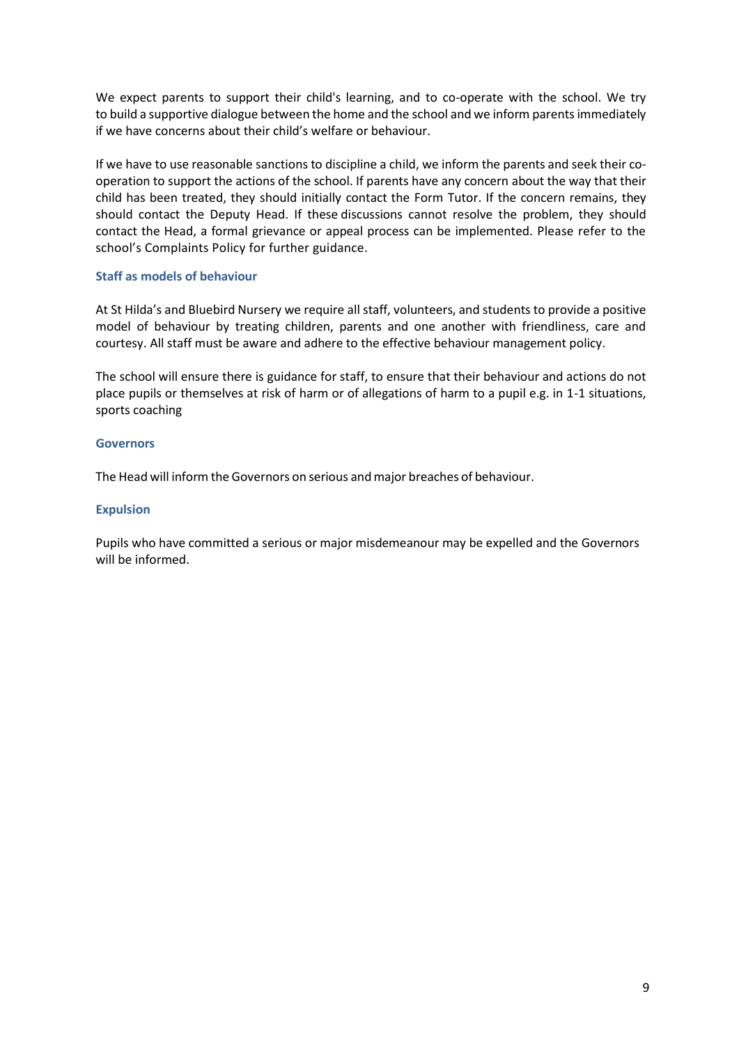We expect parents to support their child's learning, and to co-operate with the school. We try to build a supportive dialogue between the home and the school and we inform parents immediately if we have concerns about their child's welfare or behaviour.

If we have to use reasonable sanctions to discipline a child, we inform the parents and seek their co-operation to support the actions of the school. If parents have any concern about the way that their child has been treated, they should initially contact the Form Tutor. If the concern remains, they should contact the Deputy Head. If these discussions cannot resolve the problem, they should contact the Head, a formal grievance or appeal process can be implemented. Please refer to the school's Complaints Policy for further guidance.

### Staff as models of behaviour

At St Hilda's and Bluebird Nursery we require all staff, volunteers, and students to provide a positive model of behaviour by treating children, parents and one another with friendliness, care and courtesy. All staff must be aware and adhere to the effective behaviour management policy.

The school will ensure there is guidance for staff, to ensure that their behaviour and actions do not place pupils or themselves at risk of harm or of allegations of harm to a pupil e.g. in 1-1 situations, sports coaching

### Governors

The Head will inform the Governors on serious and major breaches of behaviour.

### Expulsion

Pupils who have committed a serious or major misdemeanour may be expelled and the Governors will be informed.